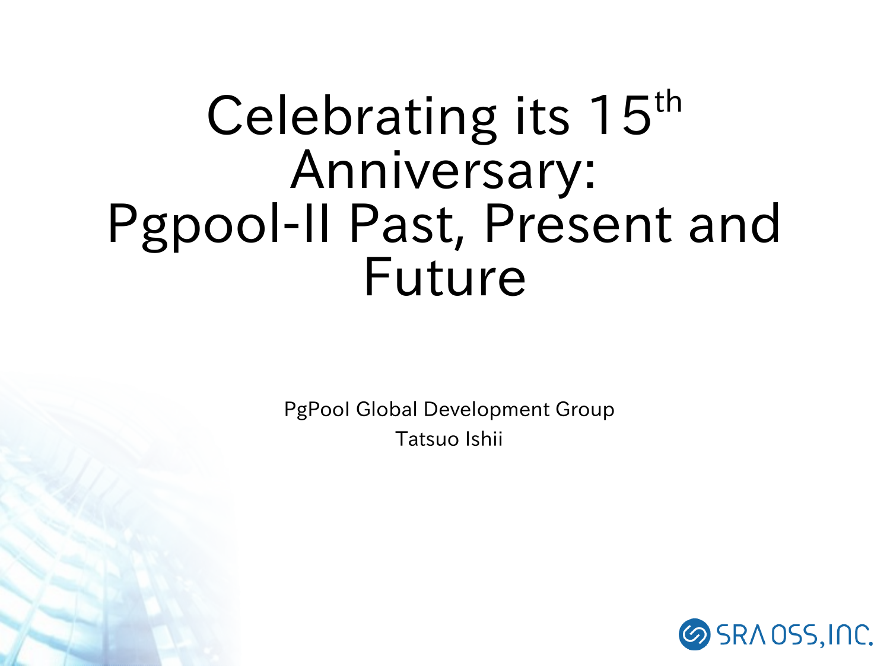# Celebrating its 15th Anniversary: Pgpool-II Past, Present and Future

PgPool Global Development Group

Tatsuo Ishii

SRA OSS, INC.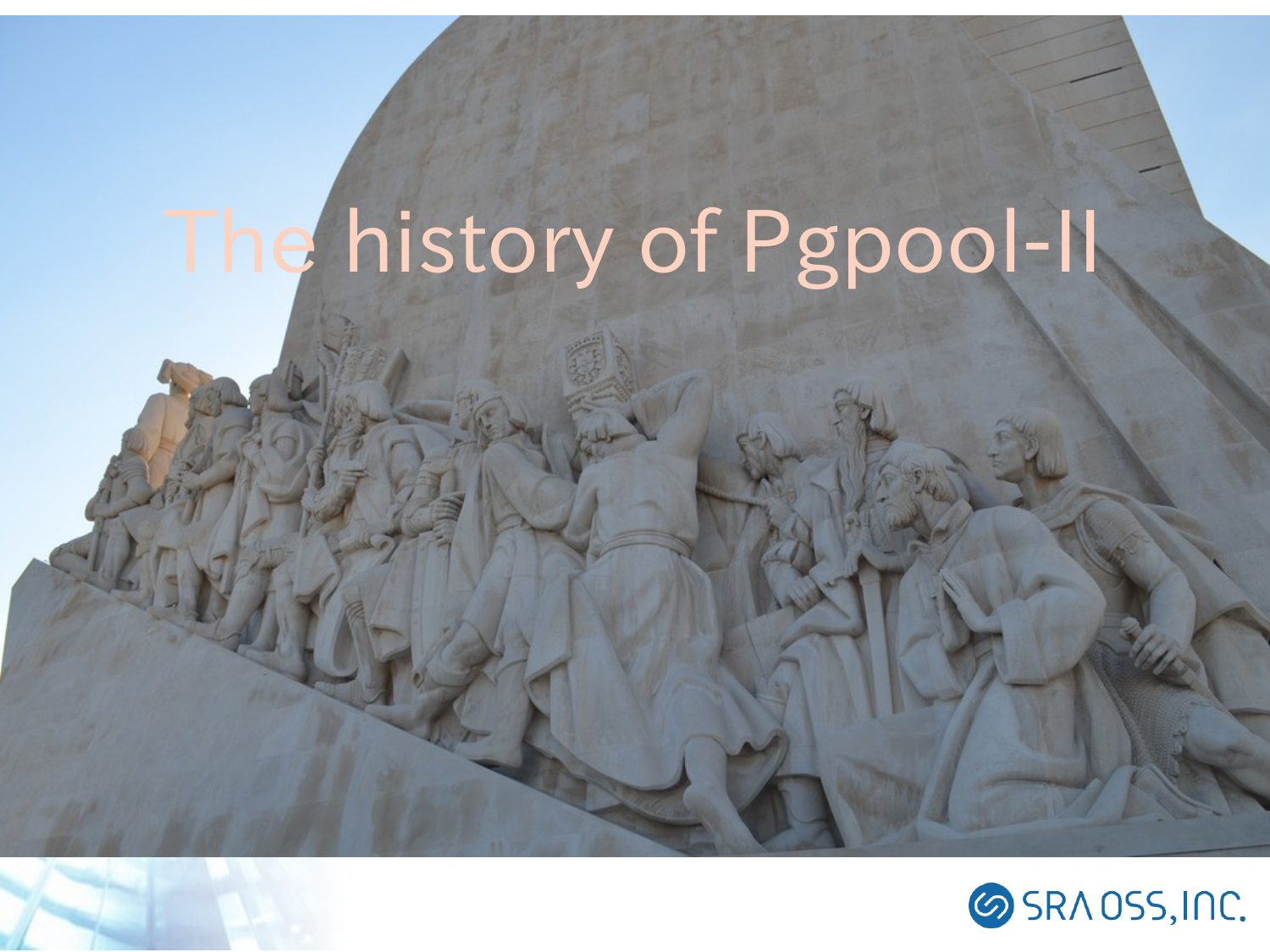# The history of Pgpool-II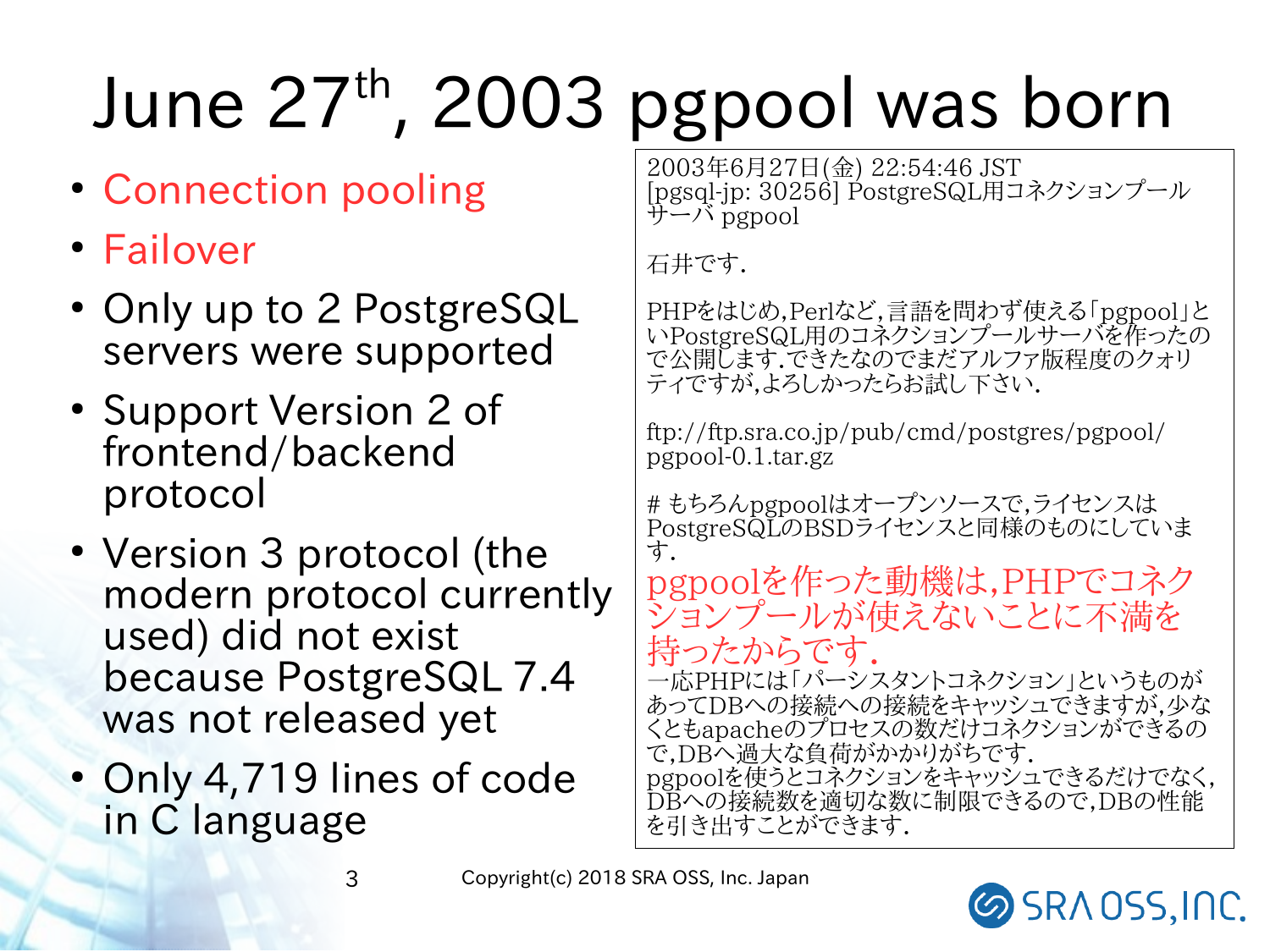# June 27th, 2003 pgpool was born

- Connection pooling
- Failover
- Only up to 2 PostgreSQL servers were supported
- Support Version 2 of frontend/backend protocol
- Version 3 protocol (the modern protocol currently used) did not exist because PostgreSQL 7.4 was not released yet
- Only 4,719 lines of code in C language

2003年6月27日(金) 22:54:46 JST
[pgsql-jp: 30256] PostgreSQL用コネクションプールサーバ pgpool

石井です.

PHPをはじめ,Perlなど,言語を問わず使える「pgpool」というPostgreSQL用のコネクションプールサーバを作ったので公開します.できたなのでまだアルファ版程度のクォリティですが,よろしかったらお試し下さい.

ftp://ftp.sra.co.jp/pub/cmd/postgres/pgpool/pgpool-0.1.tar.gz

# もちろんpgpoolはオープンソースで,ライセンスはPostgreSQLのBSDライセンスと同様のものにしています.

pgpoolを作った動機は,PHPでコネクションプールが使えないことに不満を持ったからです.

一応PHPには「パーシスタントコネクション」というものがあってDBへの接続への接続をキャッシュできますが,少なくともapacheのプロセスの数だけコネクションができるので,DBへ過大な負荷がかかりがちです.
pgpoolを使うとコネクションをキャッシュできるだけでなく,DBへの接続数を適切な数に制限できるので,DBの性能を引き出すことができます.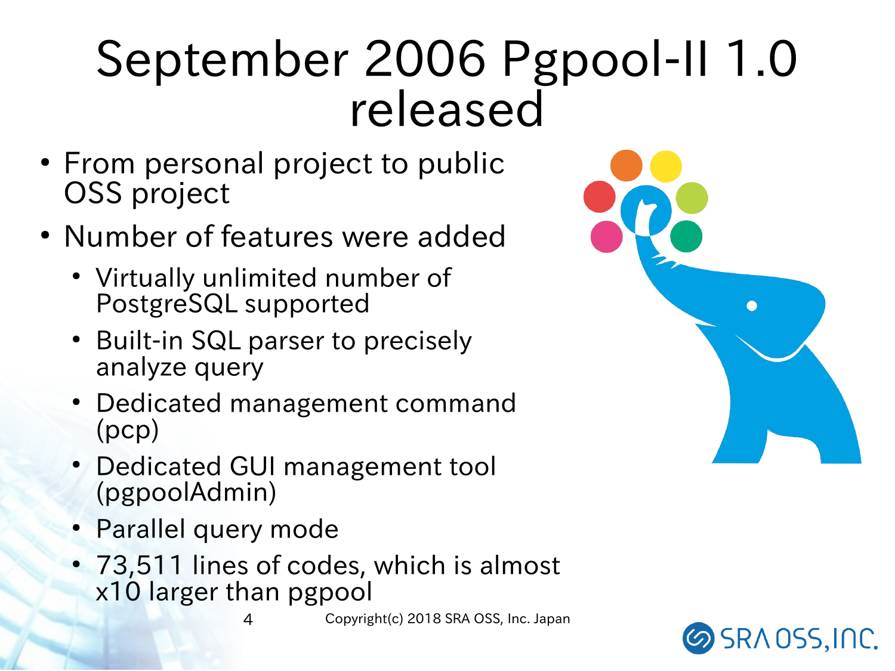# September 2006 Pgpool-II 1.0 released

- From personal project to public OSS project
- Number of features were added
  - Virtually unlimited number of PostgreSQL supported
  - Built-in SQL parser to precisely analyze query
  - Dedicated management command (pcp)
  - Dedicated GUI management tool (pgpoolAdmin)
  - Parallel query mode
  - 73,511 lines of codes, which is almost x10 larger than pgpool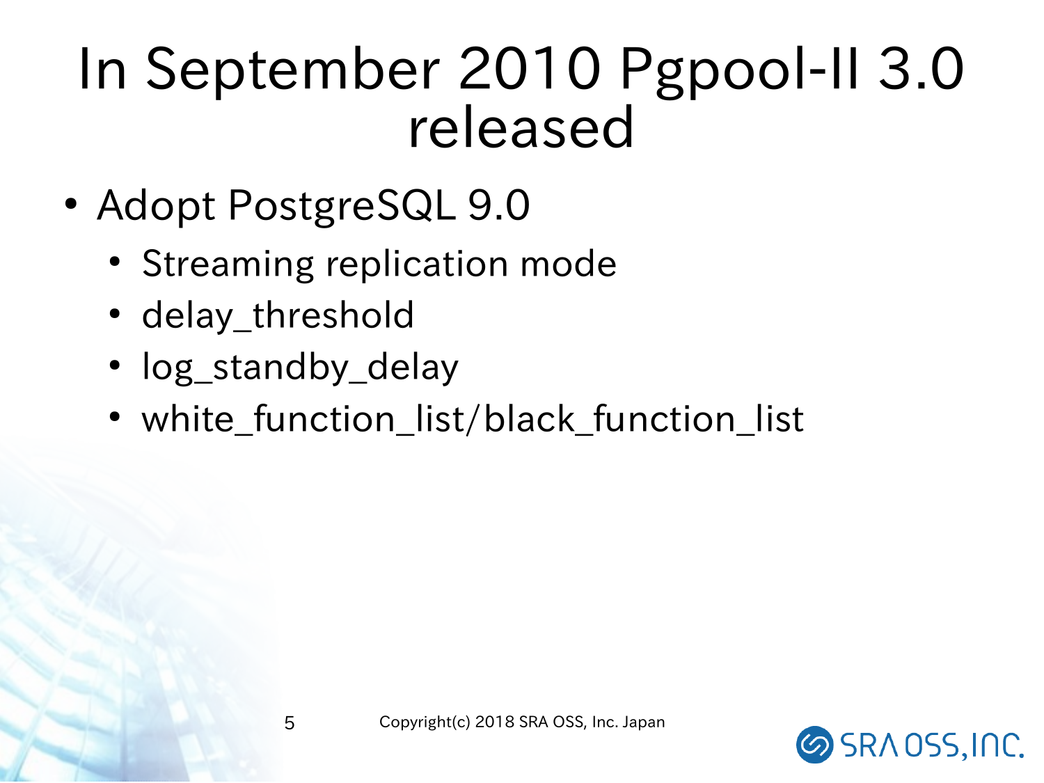# In September 2010 Pgpool-II 3.0 released

- Adopt PostgreSQL 9.0
  - Streaming replication mode
  - delay_threshold
  - log_standby_delay
  - white_function_list/black_function_list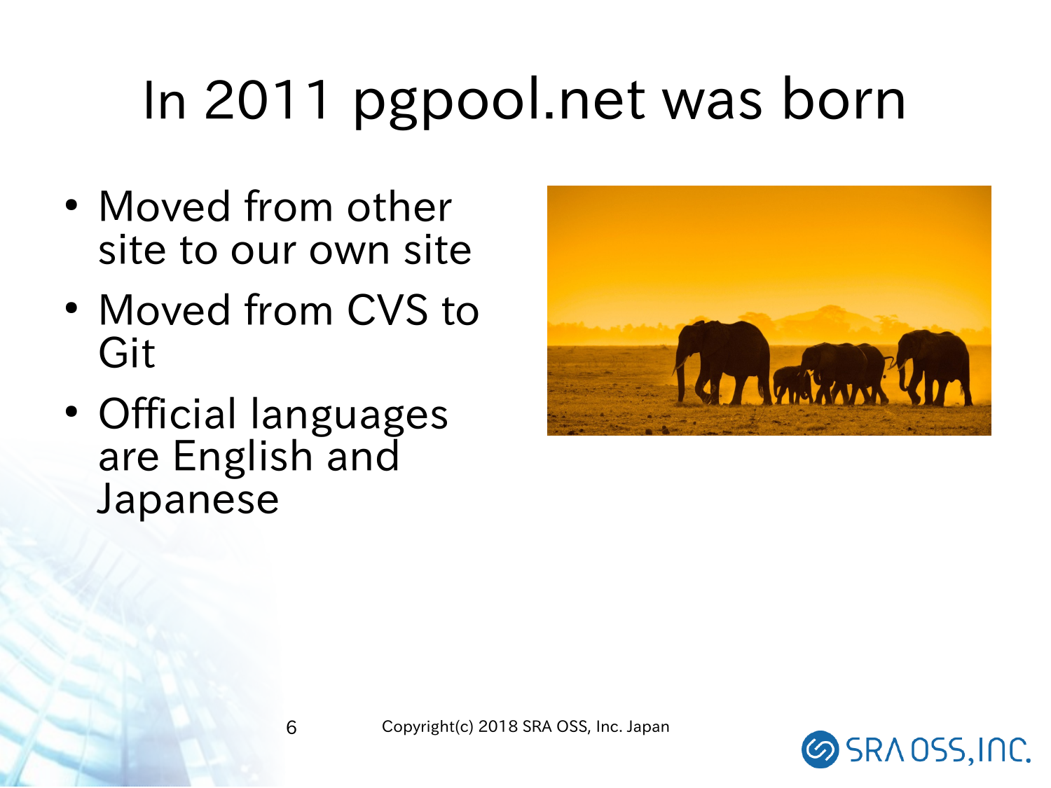# In 2011 pgpool.net was born

- Moved from other site to our own site
- Moved from CVS to Git
- Official languages are English and Japanese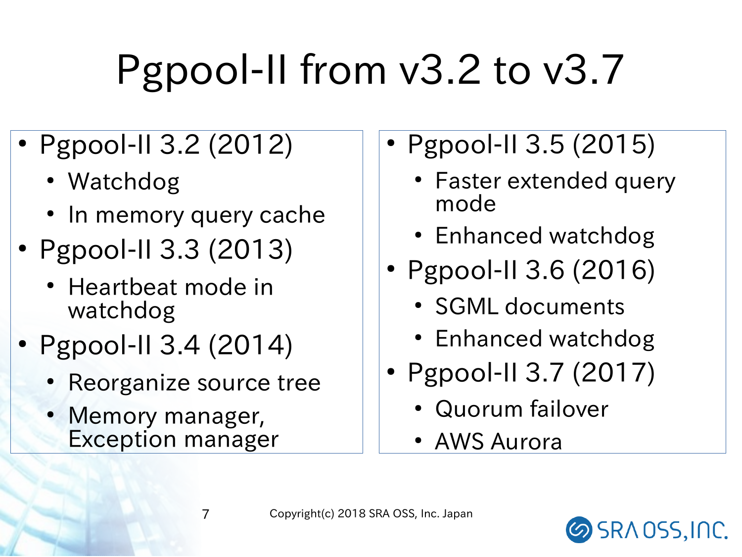# Pgpool-II from v3.2 to v3.7

- Pgpool-II 3.2 (2012)
  - Watchdog
  - In memory query cache
- Pgpool-II 3.3 (2013)
  - Heartbeat mode in watchdog
- Pgpool-II 3.4 (2014)
  - Reorganize source tree
  - Memory manager, Exception manager
- Pgpool-II 3.5 (2015)
  - Faster extended query mode
  - Enhanced watchdog
- Pgpool-II 3.6 (2016)
  - SGML documents
  - Enhanced watchdog
- Pgpool-II 3.7 (2017)
  - Quorum failover
  - AWS Aurora

Copyright(c) 2018 SRA OSS, Inc. Japan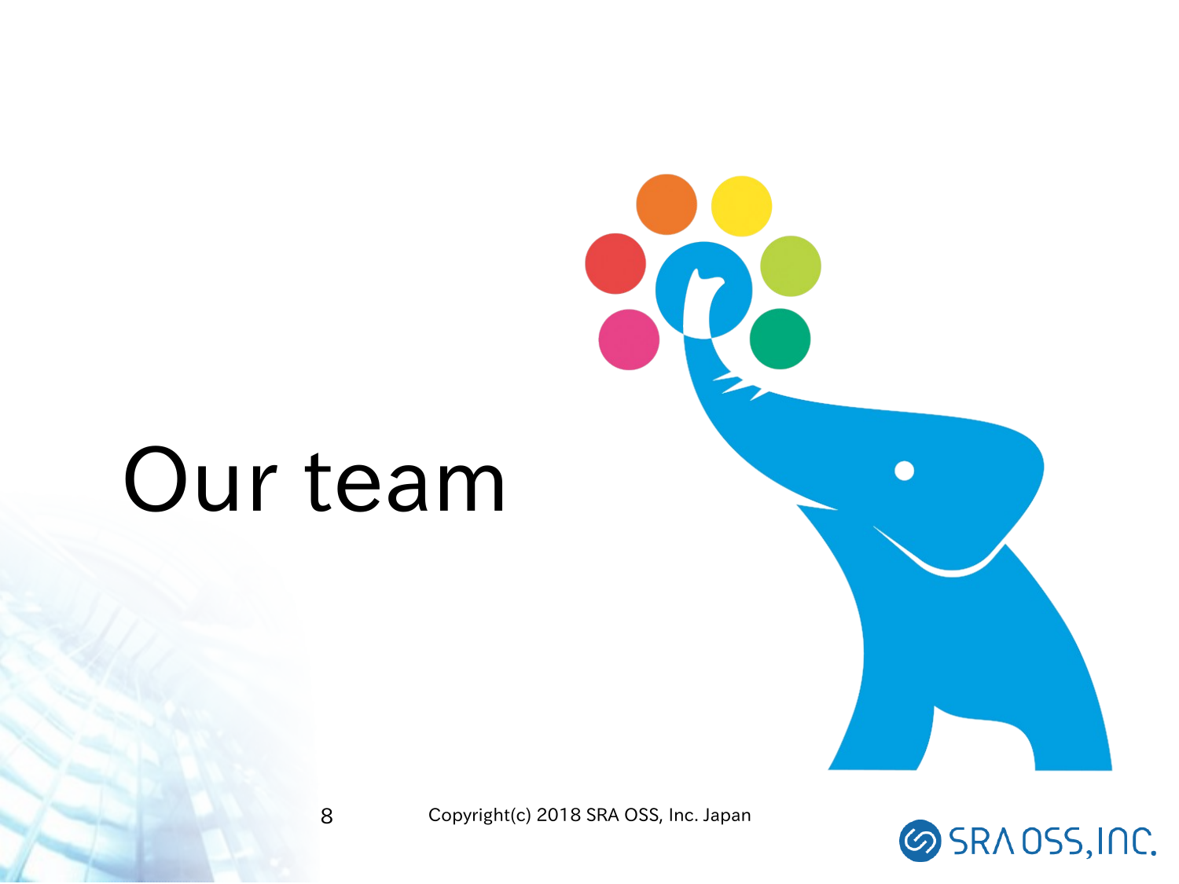# Our team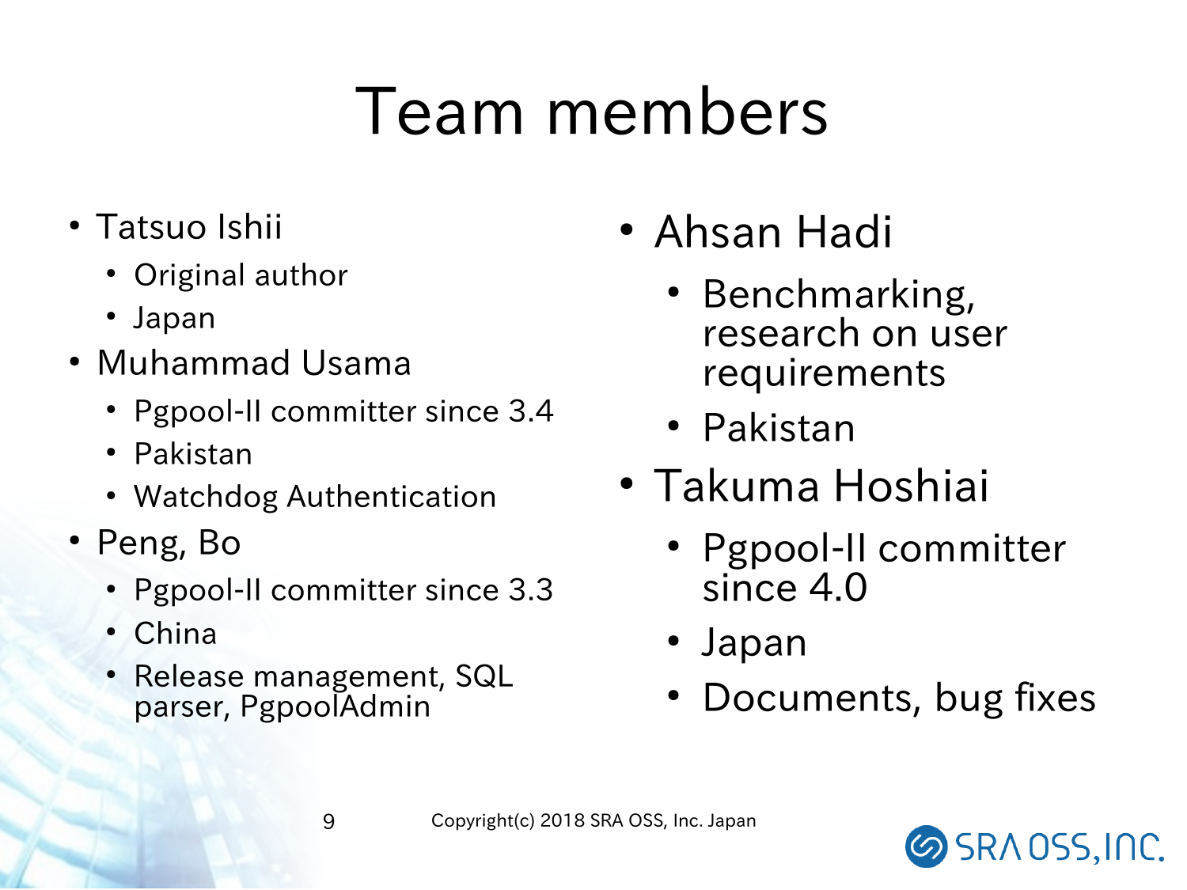# Team members

- Tatsuo Ishii
  - Original author
  - Japan
- Muhammad Usama
  - Pgpool-II committer since 3.4
  - Pakistan
  - Watchdog Authentication
- Peng, Bo
  - Pgpool-II committer since 3.3
  - China
  - Release management, SQL parser, PgpoolAdmin
- Ahsan Hadi
  - Benchmarking, research on user requirements
  - Pakistan
- Takuma Hoshiai
  - Pgpool-II committer since 4.0
  - Japan
  - Documents, bug fixes

Copyright(c) 2018 SRA OSS, Inc. Japan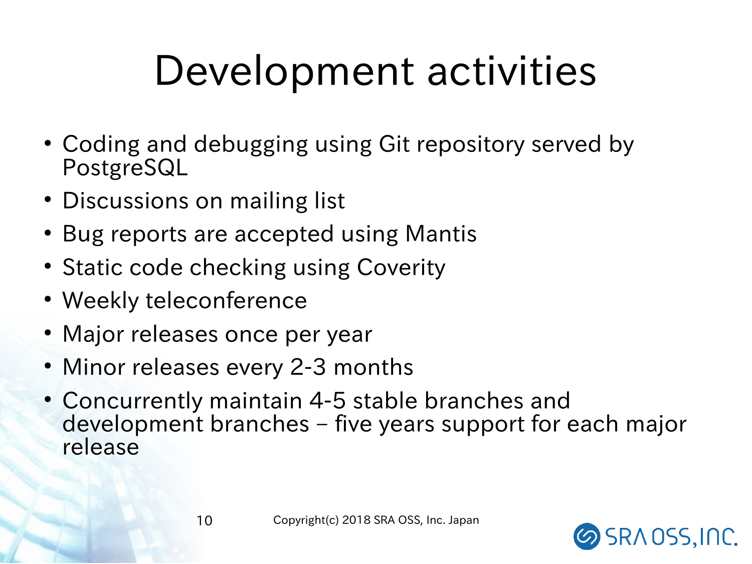# Development activities

- Coding and debugging using Git repository served by PostgreSQL
- Discussions on mailing list
- Bug reports are accepted using Mantis
- Static code checking using Coverity
- Weekly teleconference
- Major releases once per year
- Minor releases every 2-3 months
- Concurrently maintain 4-5 stable branches and development branches – five years support for each major release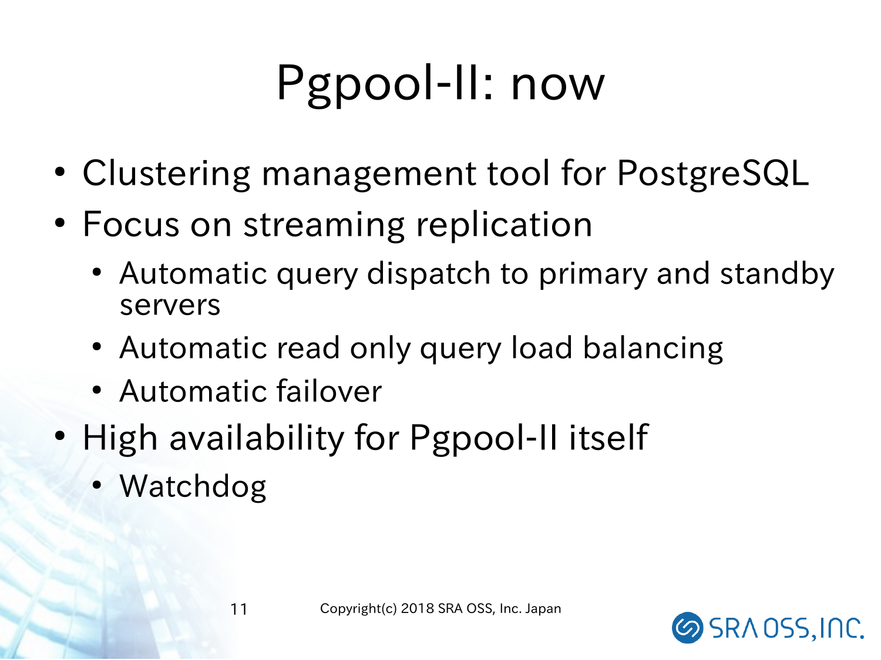# Pgpool-II: now

- Clustering management tool for PostgreSQL
- Focus on streaming replication
  - Automatic query dispatch to primary and standby servers
  - Automatic read only query load balancing
  - Automatic failover
- High availability for Pgpool-II itself
  - Watchdog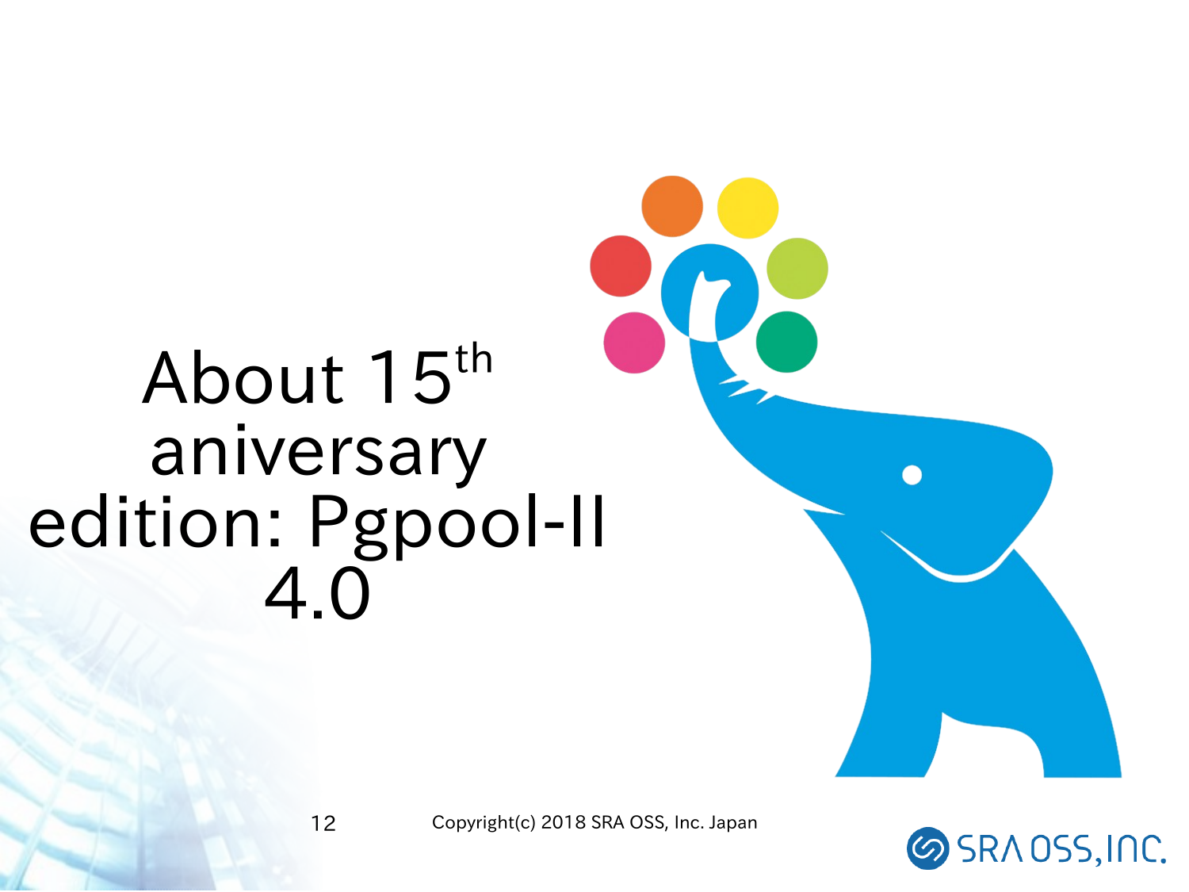# About 15th aniversary edition: Pgpool-II 4.0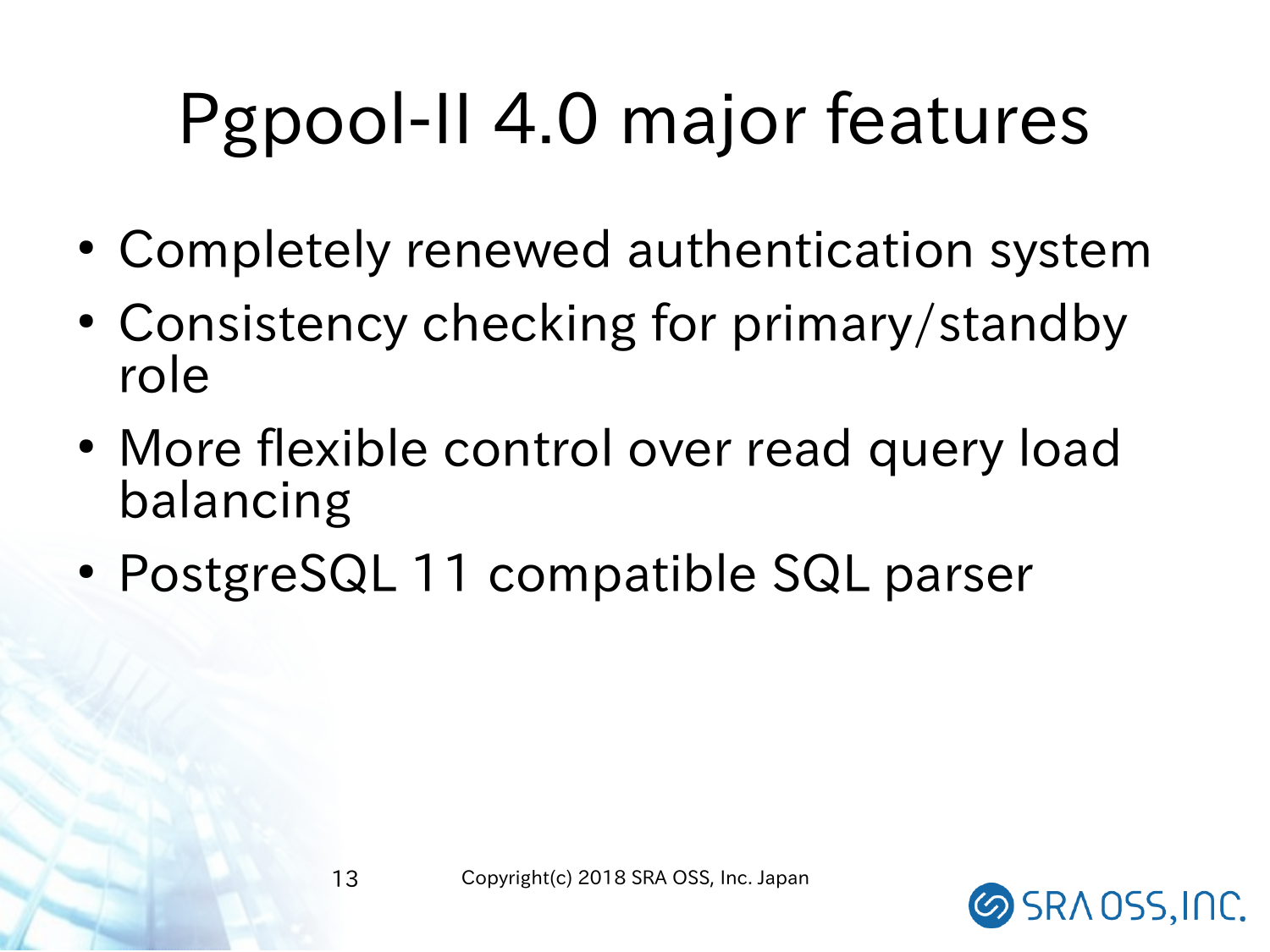# Pgpool-II 4.0 major features

- Completely renewed authentication system
- Consistency checking for primary/standby role
- More flexible control over read query load balancing
- PostgreSQL 11 compatible SQL parser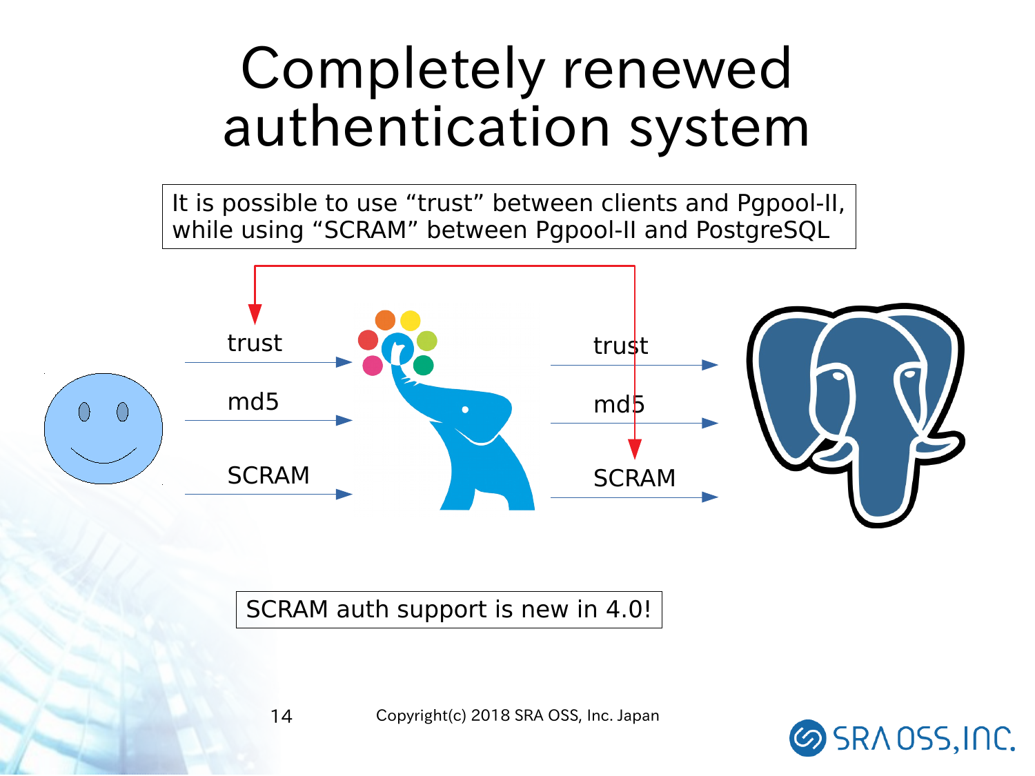# Completely renewed authentication system

It is possible to use “trust” between clients and Pgpool-II, while using “SCRAM” between Pgpool-II and PostgreSQL

| Client → Pgpool-II | Pgpool-II → PostgreSQL |
|---|---|
| trust | trust |
| md5 | md5 |
| SCRAM | SCRAM |

SCRAM auth support is new in 4.0!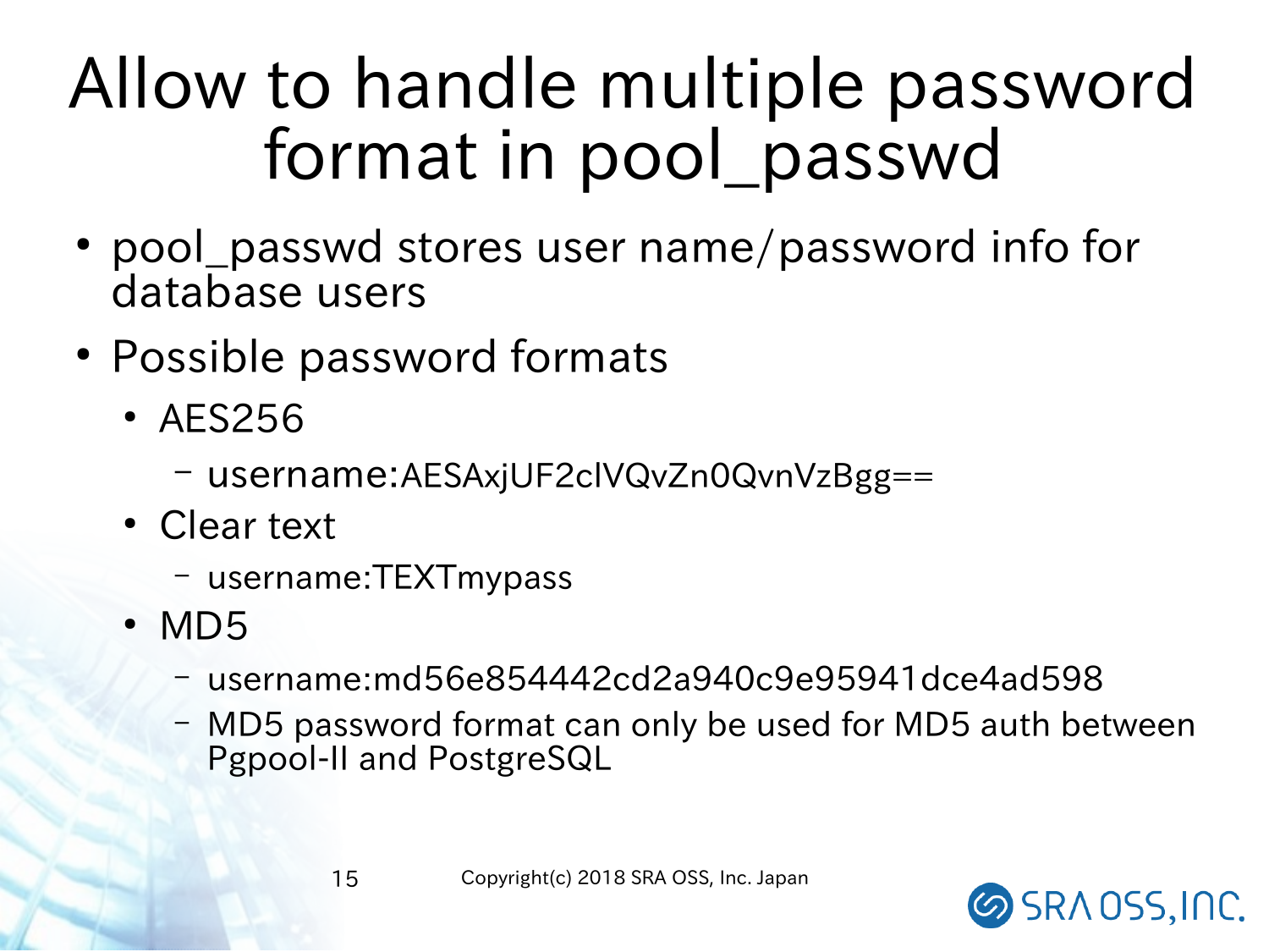# Allow to handle multiple password format in pool_passwd

- pool_passwd stores user name/password info for database users
- Possible password formats
  - AES256
    - username:AESAxjUF2clVQvZn0QvnVzBgg==
  - Clear text
    - username:TEXTmypass
  - MD5
    - username:md56e854442cd2a940c9e95941dce4ad598
    - MD5 password format can only be used for MD5 auth between Pgpool-II and PostgreSQL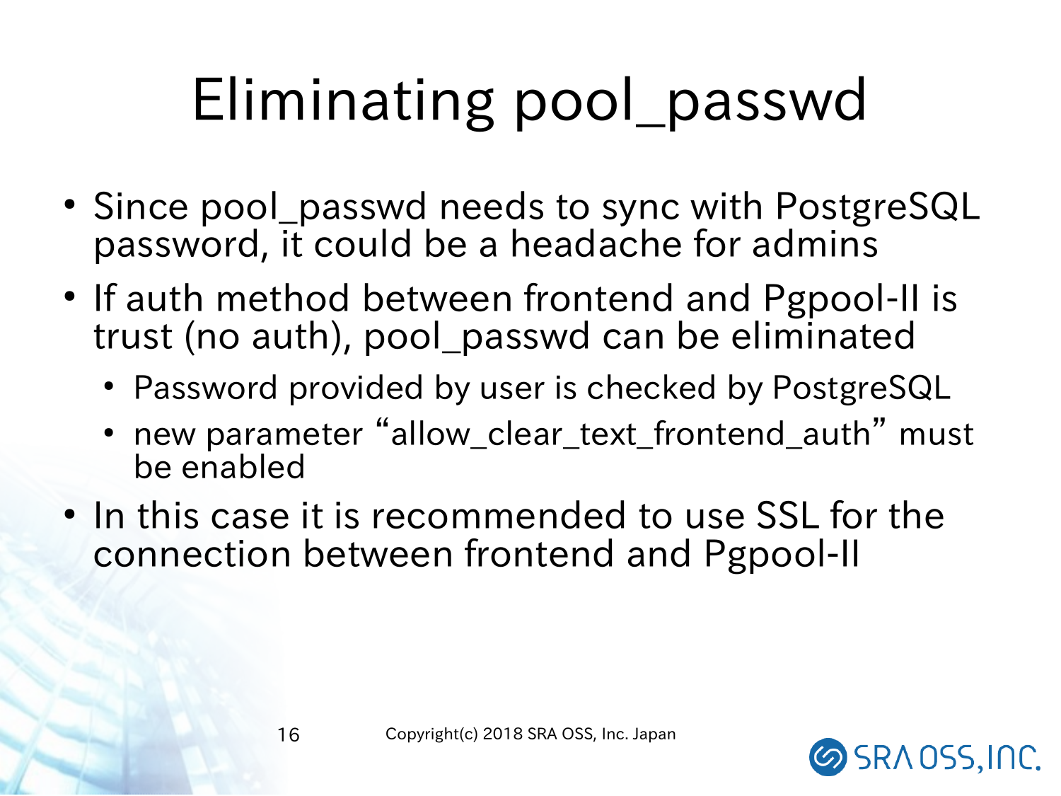# Eliminating pool_passwd

- Since pool_passwd needs to sync with PostgreSQL password, it could be a headache for admins
- If auth method between frontend and Pgpool-II is trust (no auth), pool_passwd can be eliminated
  - Password provided by user is checked by PostgreSQL
  - new parameter "allow_clear_text_frontend_auth" must be enabled
- In this case it is recommended to use SSL for the connection between frontend and Pgpool-II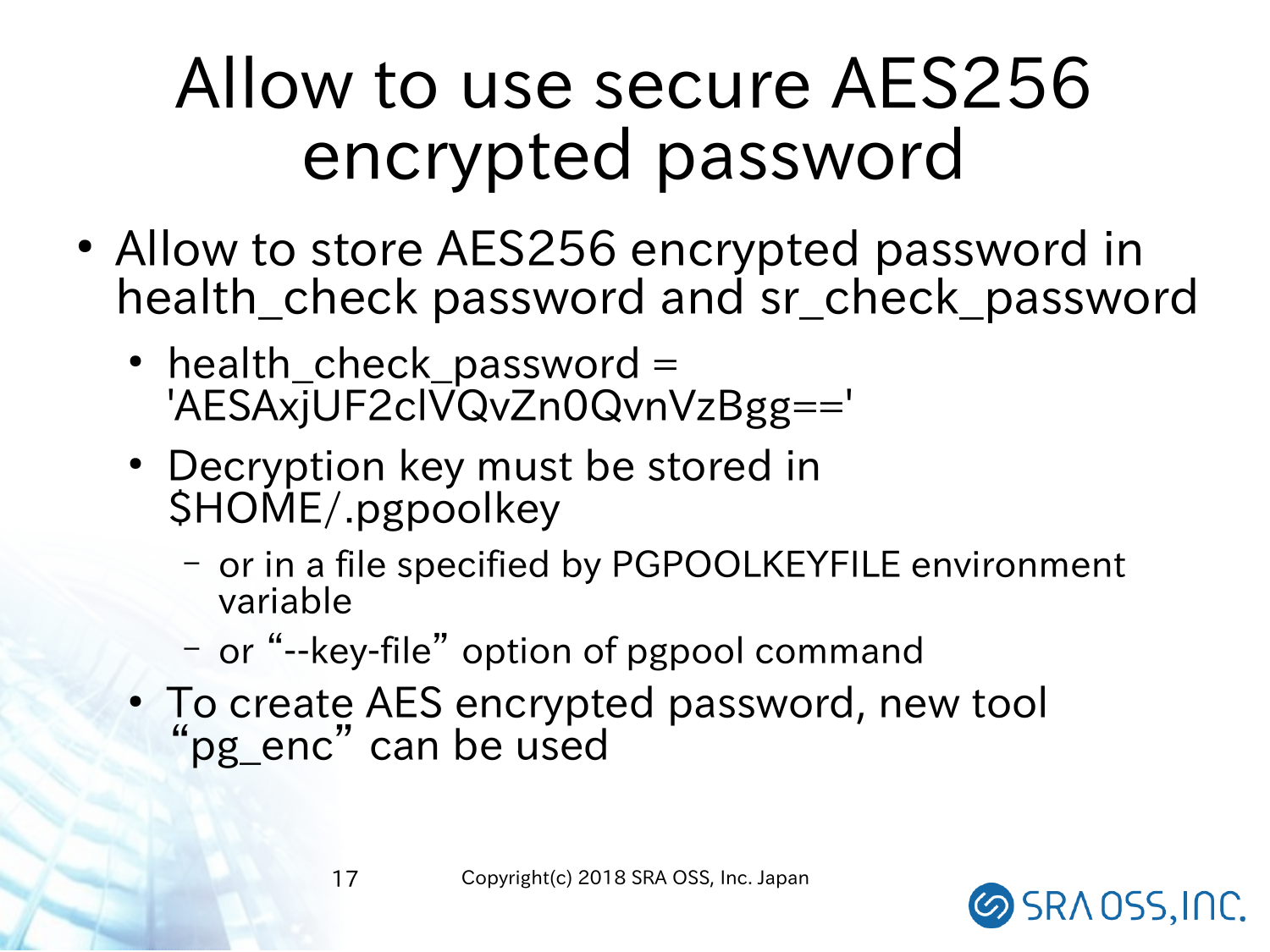# Allow to use secure AES256 encrypted password

- Allow to store AES256 encrypted password in health_check password and sr_check_password
  - health_check_password = 'AESAxjUF2clVQvZn0QvnVzBgg=='
  - Decryption key must be stored in $HOME/.pgpoolkey
    - or in a file specified by PGPOOLKEYFILE environment variable
    - or "--key-file" option of pgpool command
  - To create AES encrypted password, new tool "pg_enc" can be used

Copyright(c) 2018 SRA OSS, Inc. Japan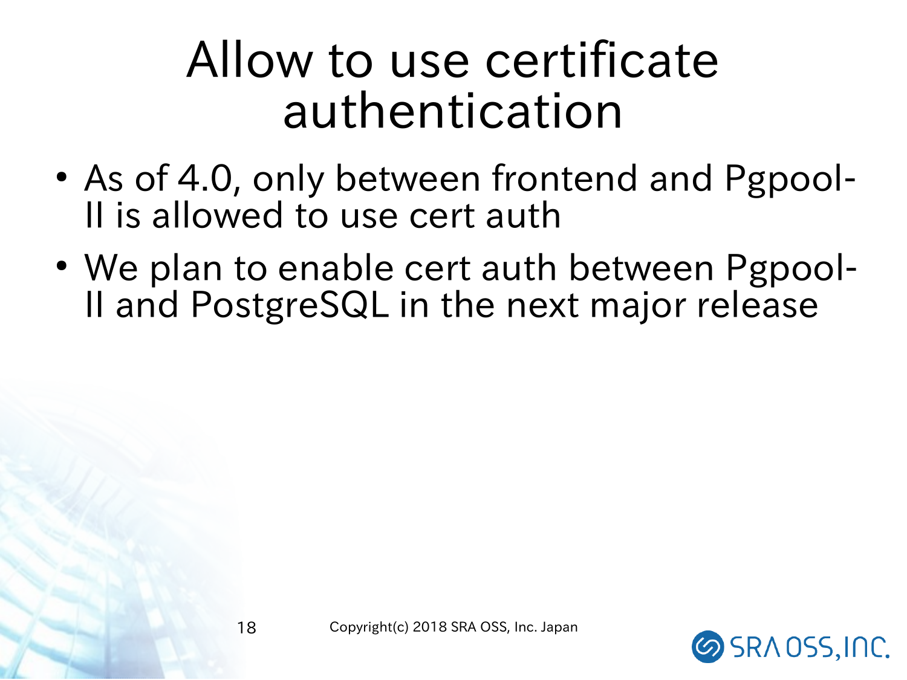# Allow to use certificate authentication

- As of 4.0, only between frontend and Pgpool-II is allowed to use cert auth
- We plan to enable cert auth between Pgpool-II and PostgreSQL in the next major release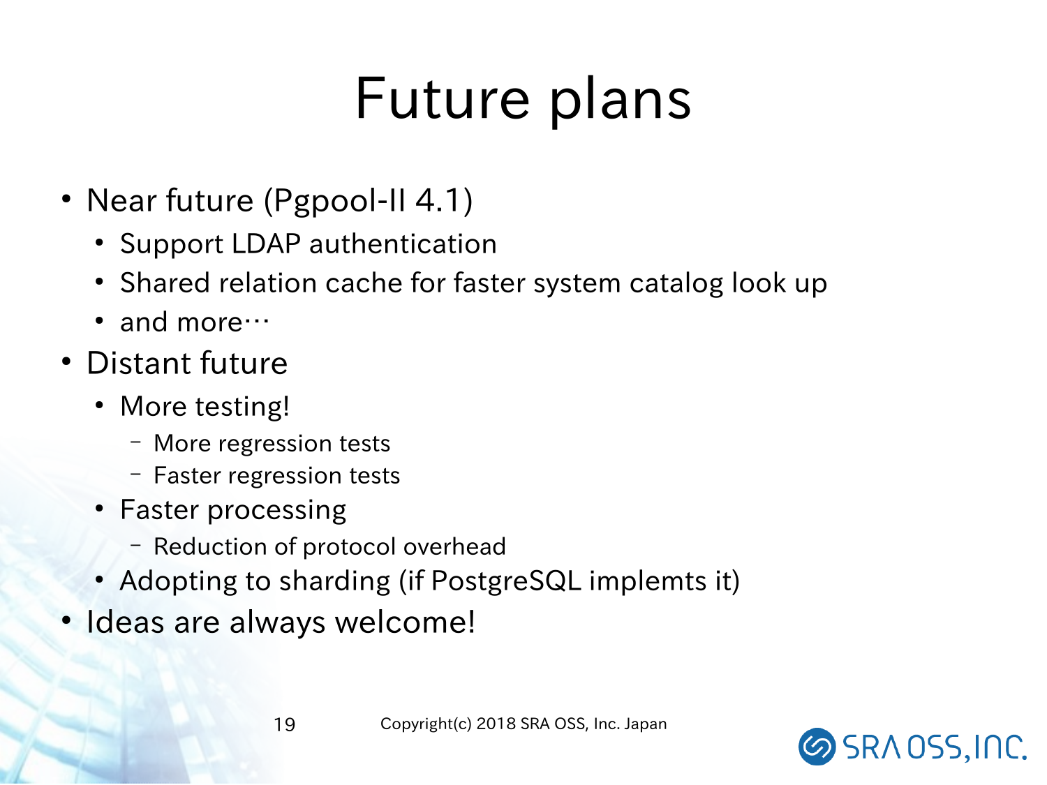# Future plans

- Near future (Pgpool-II 4.1)
  - Support LDAP authentication
  - Shared relation cache for faster system catalog look up
  - and more…
- Distant future
  - More testing!
    - More regression tests
    - Faster regression tests
  - Faster processing
    - Reduction of protocol overhead
  - Adopting to sharding (if PostgreSQL implemts it)
- Ideas are always welcome!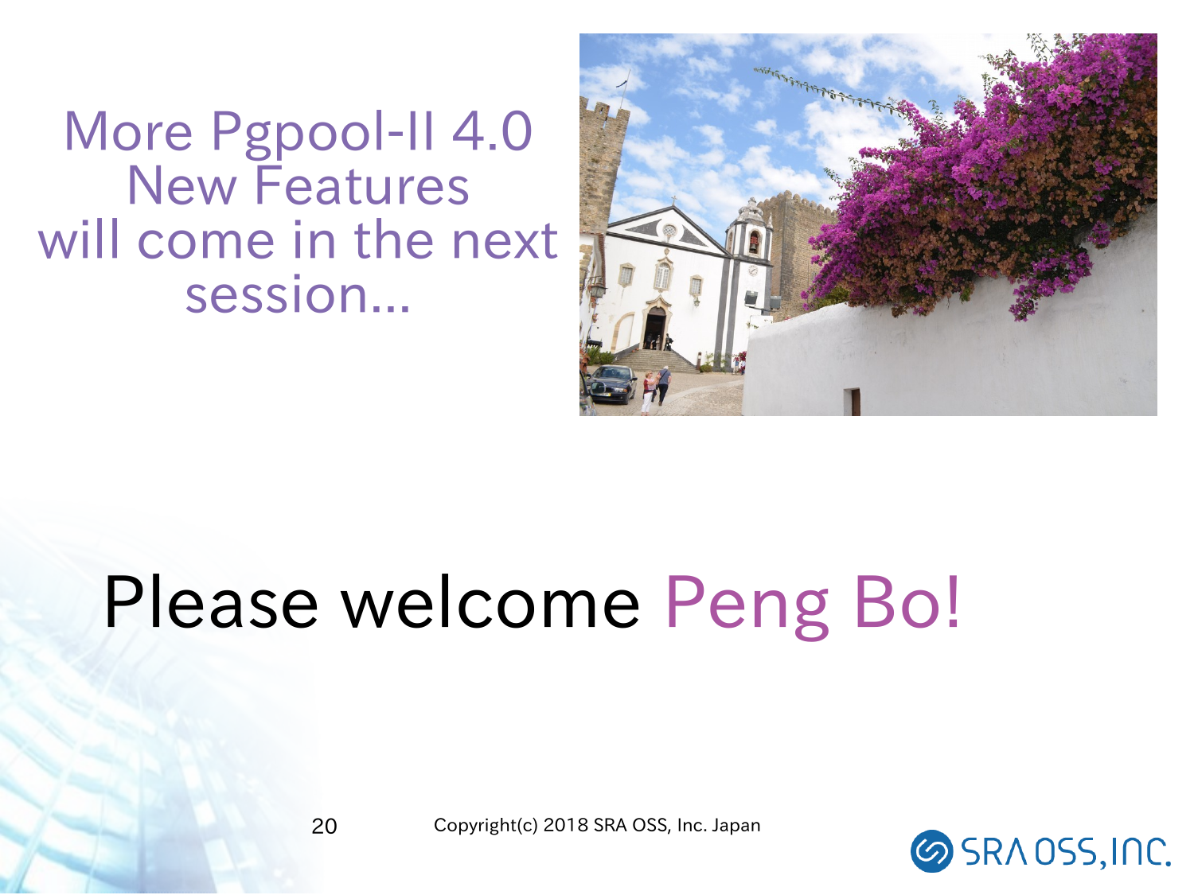More Pgpool-II 4.0 New Features will come in the next session...

# Please welcome Peng Bo!